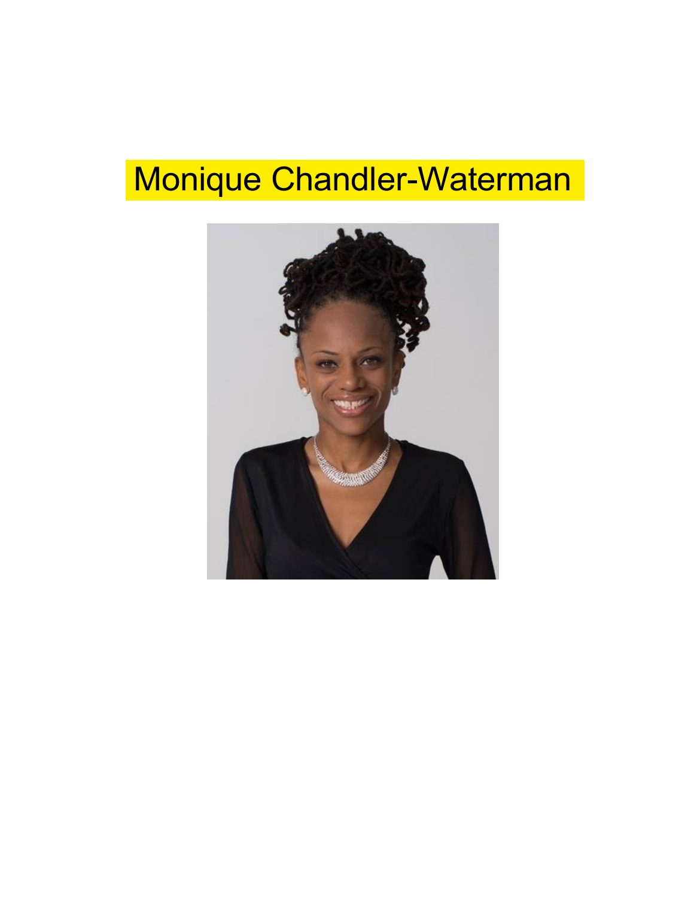# Monique Chandler-Waterman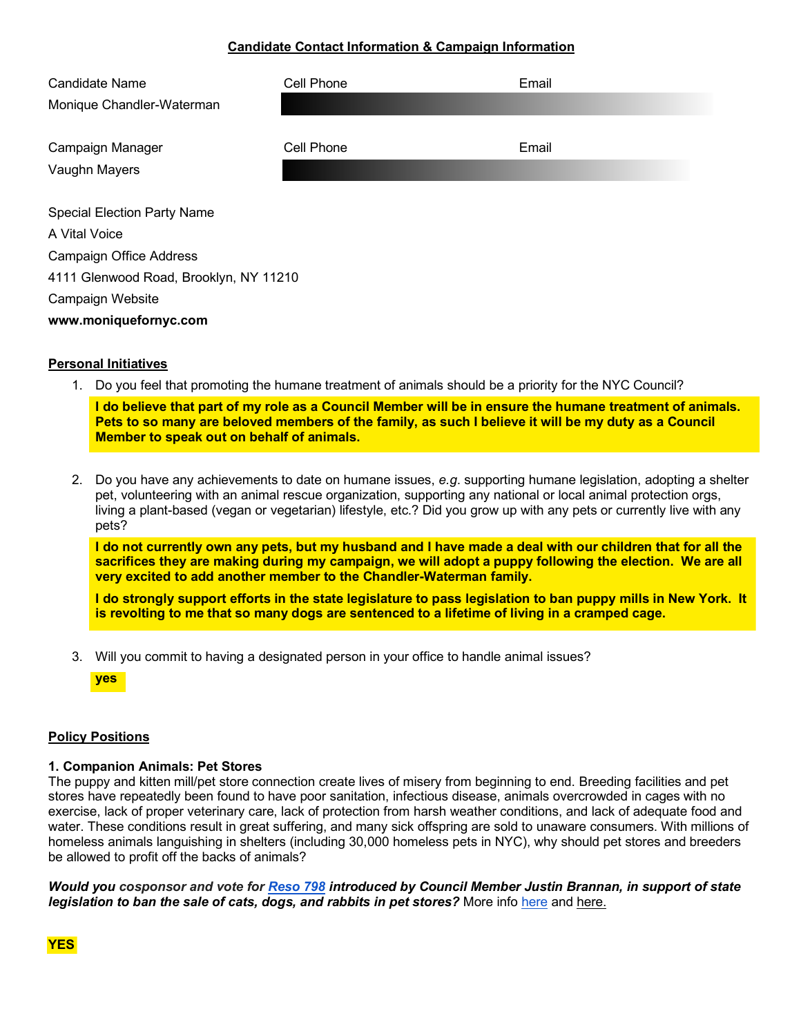## Candidate Contact Information & Campaign Information

| Candidate Name | Cell Phone | Email |
| --- | --- | --- |
| Monique Chandler-Waterman | | |

| Campaign Manager | Cell Phone | Email |
| --- | --- | --- |
| Vaughn Mayers | | |

Special Election Party Name

A Vital Voice

Campaign Office Address

4111 Glenwood Road, Brooklyn, NY 11210

Campaign Website

**www.moniquefornyc.com**

### Personal Initiatives

1. Do you feel that promoting the humane treatment of animals should be a priority for the NYC Council?

   **I do believe that part of my role as a Council Member will be in ensure the humane treatment of animals. Pets to so many are beloved members of the family, as such I believe it will be my duty as a Council Member to speak out on behalf of animals.**

2. Do you have any achievements to date on humane issues, *e.g.* supporting humane legislation, adopting a shelter pet, volunteering with an animal rescue organization, supporting any national or local animal protection orgs, living a plant-based (vegan or vegetarian) lifestyle, etc.? Did you grow up with any pets or currently live with any pets?

   **I do not currently own any pets, but my husband and I have made a deal with our children that for all the sacrifices they are making during my campaign, we will adopt a puppy following the election. We are all very excited to add another member to the Chandler-Waterman family.**

   **I do strongly support efforts in the state legislature to pass legislation to ban puppy mills in New York. It is revolting to me that so many dogs are sentenced to a lifetime of living in a cramped cage.**

3. Will you commit to having a designated person in your office to handle animal issues?

   **yes**

### Policy Positions

**1. Companion Animals: Pet Stores**

The puppy and kitten mill/pet store connection create lives of misery from beginning to end. Breeding facilities and pet stores have repeatedly been found to have poor sanitation, infectious disease, animals overcrowded in cages with no exercise, lack of proper veterinary care, lack of protection from harsh weather conditions, and lack of adequate food and water. These conditions result in great suffering, and many sick offspring are sold to unaware consumers. With millions of homeless animals languishing in shelters (including 30,000 homeless pets in NYC), why should pet stores and breeders be allowed to profit off the backs of animals?

***Would you cosponsor and vote for Reso 798 introduced by Council Member Justin Brannan, in support of state legislation to ban the sale of cats, dogs, and rabbits in pet stores?*** More info here and here.

**YES**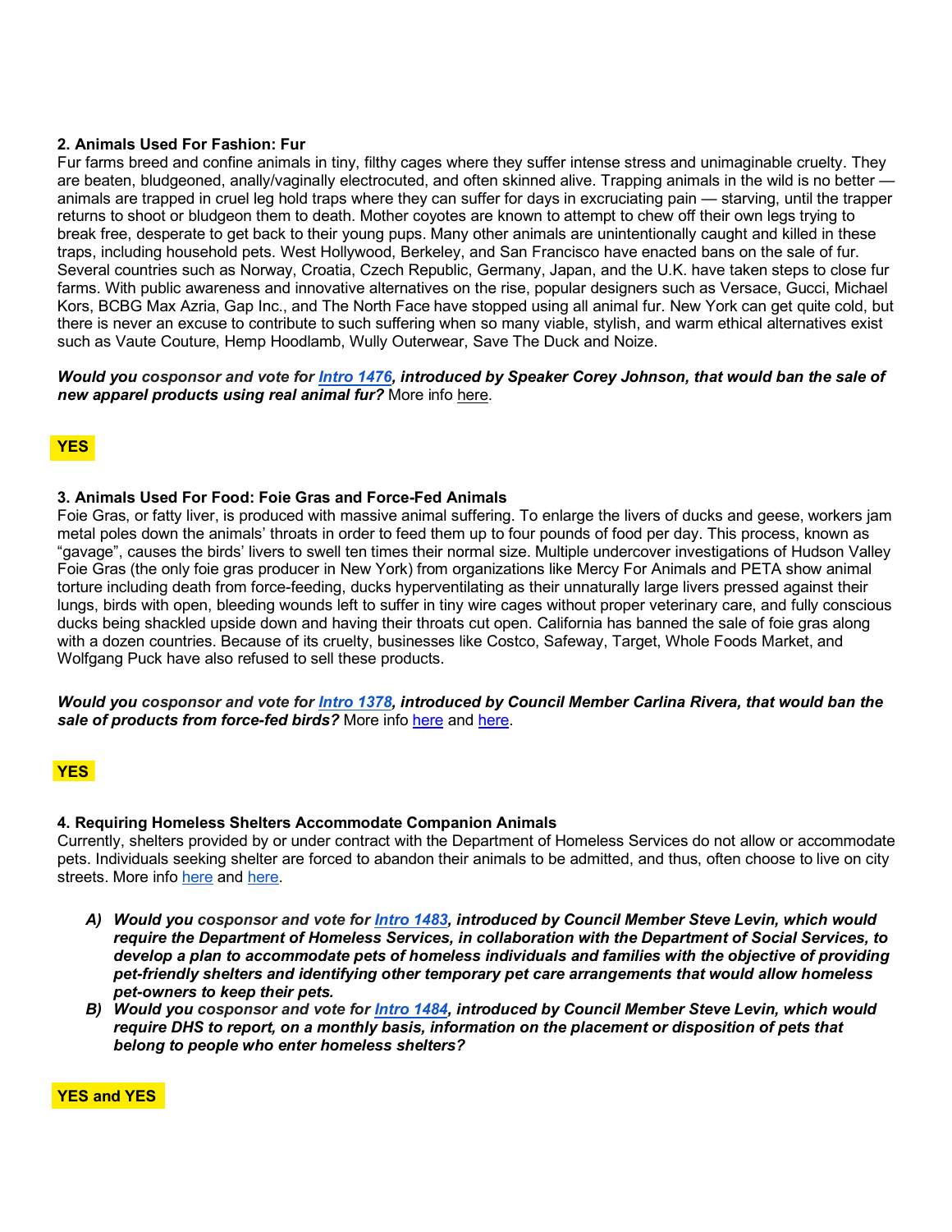### 2. Animals Used For Fashion: Fur

Fur farms breed and confine animals in tiny, filthy cages where they suffer intense stress and unimaginable cruelty. They are beaten, bludgeoned, anally/vaginally electrocuted, and often skinned alive. Trapping animals in the wild is no better — animals are trapped in cruel leg hold traps where they can suffer for days in excruciating pain — starving, until the trapper returns to shoot or bludgeon them to death. Mother coyotes are known to attempt to chew off their own legs trying to break free, desperate to get back to their young pups. Many other animals are unintentionally caught and killed in these traps, including household pets. West Hollywood, Berkeley, and San Francisco have enacted bans on the sale of fur. Several countries such as Norway, Croatia, Czech Republic, Germany, Japan, and the U.K. have taken steps to close fur farms. With public awareness and innovative alternatives on the rise, popular designers such as Versace, Gucci, Michael Kors, BCBG Max Azria, Gap Inc., and The North Face have stopped using all animal fur. New York can get quite cold, but there is never an excuse to contribute to such suffering when so many viable, stylish, and warm ethical alternatives exist such as Vaute Couture, Hemp Hoodlamb, Wully Outerwear, Save The Duck and Noize.

***Would you cosponsor and vote for Intro 1476, introduced by Speaker Corey Johnson, that would ban the sale of new apparel products using real animal fur?*** More info here.

**YES**

### 3. Animals Used For Food: Foie Gras and Force-Fed Animals

Foie Gras, or fatty liver, is produced with massive animal suffering. To enlarge the livers of ducks and geese, workers jam metal poles down the animals' throats in order to feed them up to four pounds of food per day. This process, known as "gavage", causes the birds' livers to swell ten times their normal size. Multiple undercover investigations of Hudson Valley Foie Gras (the only foie gras producer in New York) from organizations like Mercy For Animals and PETA show animal torture including death from force-feeding, ducks hyperventilating as their unnaturally large livers pressed against their lungs, birds with open, bleeding wounds left to suffer in tiny wire cages without proper veterinary care, and fully conscious ducks being shackled upside down and having their throats cut open. California has banned the sale of foie gras along with a dozen countries. Because of its cruelty, businesses like Costco, Safeway, Target, Whole Foods Market, and Wolfgang Puck have also refused to sell these products.

***Would you cosponsor and vote for Intro 1378, introduced by Council Member Carlina Rivera, that would ban the sale of products from force-fed birds?*** More info here and here.

**YES**

### 4. Requiring Homeless Shelters Accommodate Companion Animals

Currently, shelters provided by or under contract with the Department of Homeless Services do not allow or accommodate pets. Individuals seeking shelter are forced to abandon their animals to be admitted, and thus, often choose to live on city streets. More info here and here.

- ***A) Would you cosponsor and vote for Intro 1483, introduced by Council Member Steve Levin, which would require the Department of Homeless Services, in collaboration with the Department of Social Services, to develop a plan to accommodate pets of homeless individuals and families with the objective of providing pet-friendly shelters and identifying other temporary pet care arrangements that would allow homeless pet-owners to keep their pets.***
- ***B) Would you cosponsor and vote for Intro 1484, introduced by Council Member Steve Levin, which would require DHS to report, on a monthly basis, information on the placement or disposition of pets that belong to people who enter homeless shelters?***

**YES and YES**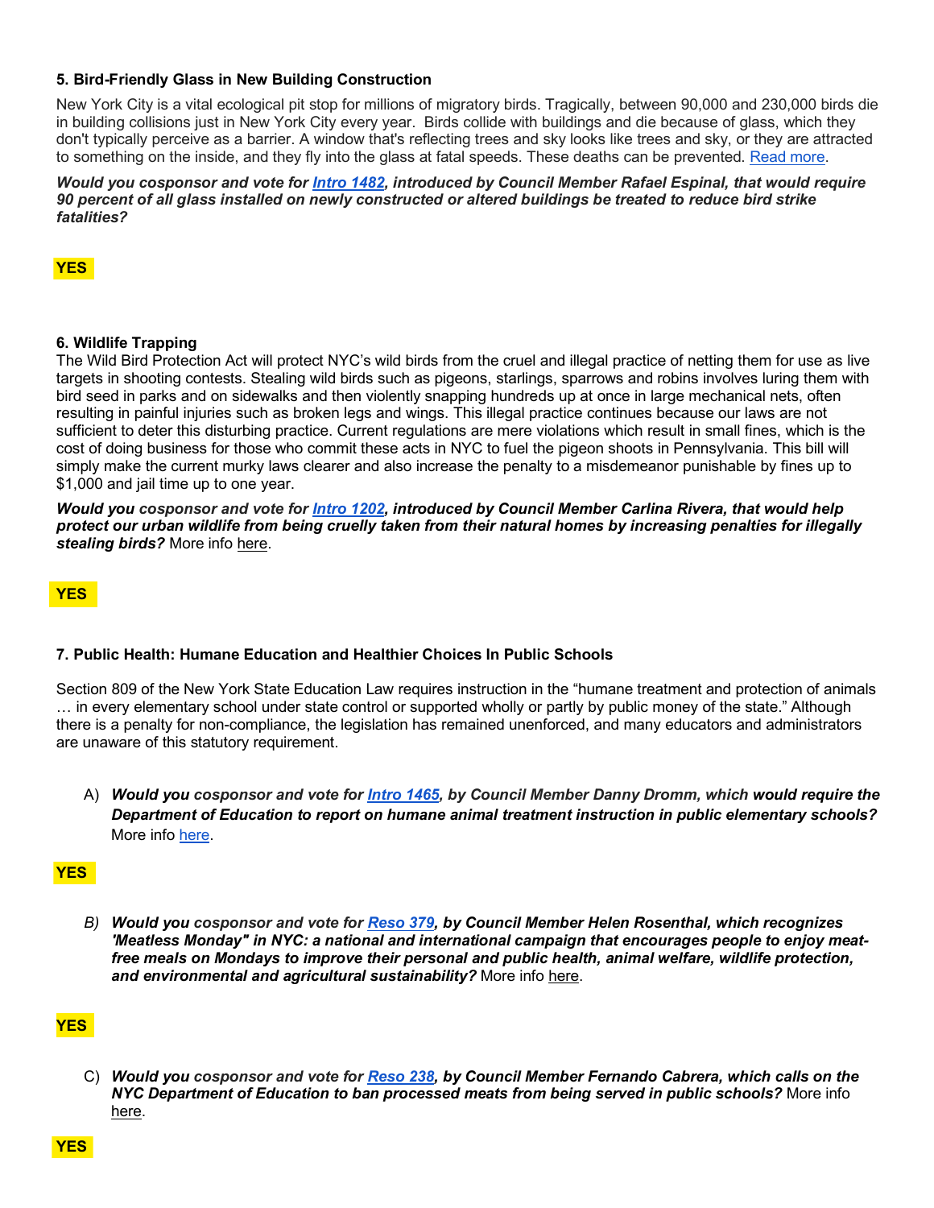### 5. Bird-Friendly Glass in New Building Construction

New York City is a vital ecological pit stop for millions of migratory birds. Tragically, between 90,000 and 230,000 birds die in building collisions just in New York City every year. Birds collide with buildings and die because of glass, which they don't typically perceive as a barrier. A window that's reflecting trees and sky looks like trees and sky, or they are attracted to something on the inside, and they fly into the glass at fatal speeds. These deaths can be prevented. [Read more](#).

***Would you cosponsor and vote for [Intro 1482](#), introduced by Council Member Rafael Espinal, that would require 90 percent of all glass installed on newly constructed or altered buildings be treated to reduce bird strike fatalities?***

**YES**

### 6. Wildlife Trapping

The Wild Bird Protection Act will protect NYC's wild birds from the cruel and illegal practice of netting them for use as live targets in shooting contests. Stealing wild birds such as pigeons, starlings, sparrows and robins involves luring them with bird seed in parks and on sidewalks and then violently snapping hundreds up at once in large mechanical nets, often resulting in painful injuries such as broken legs and wings. This illegal practice continues because our laws are not sufficient to deter this disturbing practice. Current regulations are mere violations which result in small fines, which is the cost of doing business for those who commit these acts in NYC to fuel the pigeon shoots in Pennsylvania. This bill will simply make the current murky laws clearer and also increase the penalty to a misdemeanor punishable by fines up to $1,000 and jail time up to one year.

***Would you cosponsor and vote for [Intro 1202](#), introduced by Council Member Carlina Rivera, that would help protect our urban wildlife from being cruelly taken from their natural homes by increasing penalties for illegally stealing birds?*** More info [here](#).

**YES**

### 7. Public Health: Humane Education and Healthier Choices In Public Schools

Section 809 of the New York State Education Law requires instruction in the "humane treatment and protection of animals … in every elementary school under state control or supported wholly or partly by public money of the state." Although there is a penalty for non-compliance, the legislation has remained unenforced, and many educators and administrators are unaware of this statutory requirement.

A) ***Would you cosponsor and vote for [Intro 1465](#), by Council Member Danny Dromm, which would require the Department of Education to report on humane animal treatment instruction in public elementary schools?*** More info [here](#).

**YES**

B) ***Would you cosponsor and vote for [Reso 379](#), by Council Member Helen Rosenthal, which recognizes 'Meatless Monday" in NYC: a national and international campaign that encourages people to enjoy meat-free meals on Mondays to improve their personal and public health, animal welfare, wildlife protection, and environmental and agricultural sustainability?*** More info [here](#).

**YES**

C) ***Would you cosponsor and vote for [Reso 238](#), by Council Member Fernando Cabrera, which calls on the NYC Department of Education to ban processed meats from being served in public schools?*** More info [here](#).

**YES**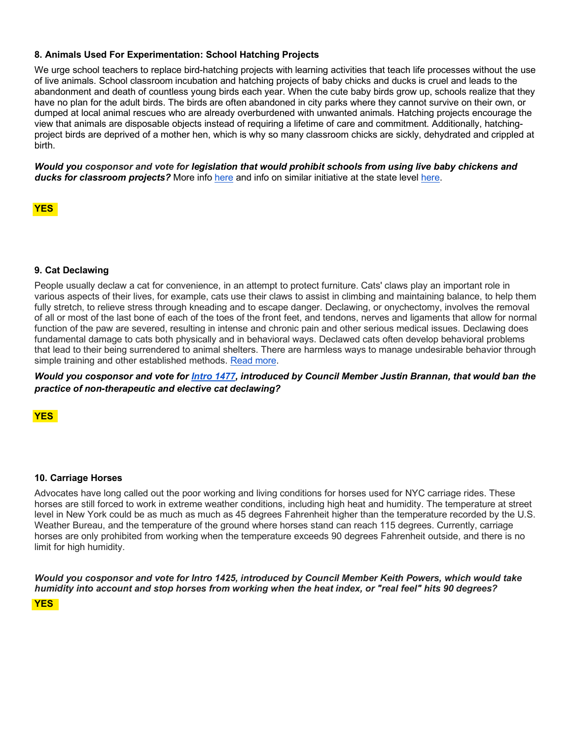### 8. Animals Used For Experimentation: School Hatching Projects

We urge school teachers to replace bird-hatching projects with learning activities that teach life processes without the use of live animals. School classroom incubation and hatching projects of baby chicks and ducks is cruel and leads to the abandonment and death of countless young birds each year. When the cute baby birds grow up, schools realize that they have no plan for the adult birds. The birds are often abandoned in city parks where they cannot survive on their own, or dumped at local animal rescues who are already overburdened with unwanted animals. Hatching projects encourage the view that animals are disposable objects instead of requiring a lifetime of care and commitment. Additionally, hatching-project birds are deprived of a mother hen, which is why so many classroom chicks are sickly, dehydrated and crippled at birth.

***Would you cosponsor and vote for legislation that would prohibit schools from using live baby chickens and ducks for classroom projects?*** More info [here]() and info on similar initiative at the state level [here]().

**YES**

### 9. Cat Declawing

People usually declaw a cat for convenience, in an attempt to protect furniture. Cats' claws play an important role in various aspects of their lives, for example, cats use their claws to assist in climbing and maintaining balance, to help them fully stretch, to relieve stress through kneading and to escape danger. Declawing, or onychectomy, involves the removal of all or most of the last bone of each of the toes of the front feet, and tendons, nerves and ligaments that allow for normal function of the paw are severed, resulting in intense and chronic pain and other serious medical issues. Declawing does fundamental damage to cats both physically and in behavioral ways. Declawed cats often develop behavioral problems that lead to their being surrendered to animal shelters. There are harmless ways to manage undesirable behavior through simple training and other established methods. [Read more]().

***Would you cosponsor and vote for [Intro 1477](), introduced by Council Member Justin Brannan, that would ban the practice of non-therapeutic and elective cat declawing?***

**YES**

### 10. Carriage Horses

Advocates have long called out the poor working and living conditions for horses used for NYC carriage rides. These horses are still forced to work in extreme weather conditions, including high heat and humidity. The temperature at street level in New York could be as much as as much as 45 degrees Fahrenheit higher than the temperature recorded by the U.S. Weather Bureau, and the temperature of the ground where horses stand can reach 115 degrees. Currently, carriage horses are only prohibited from working when the temperature exceeds 90 degrees Fahrenheit outside, and there is no limit for high humidity.

***Would you cosponsor and vote for Intro 1425, introduced by Council Member Keith Powers, which would take humidity into account and stop horses from working when the heat index, or "real feel" hits 90 degrees?***

**YES**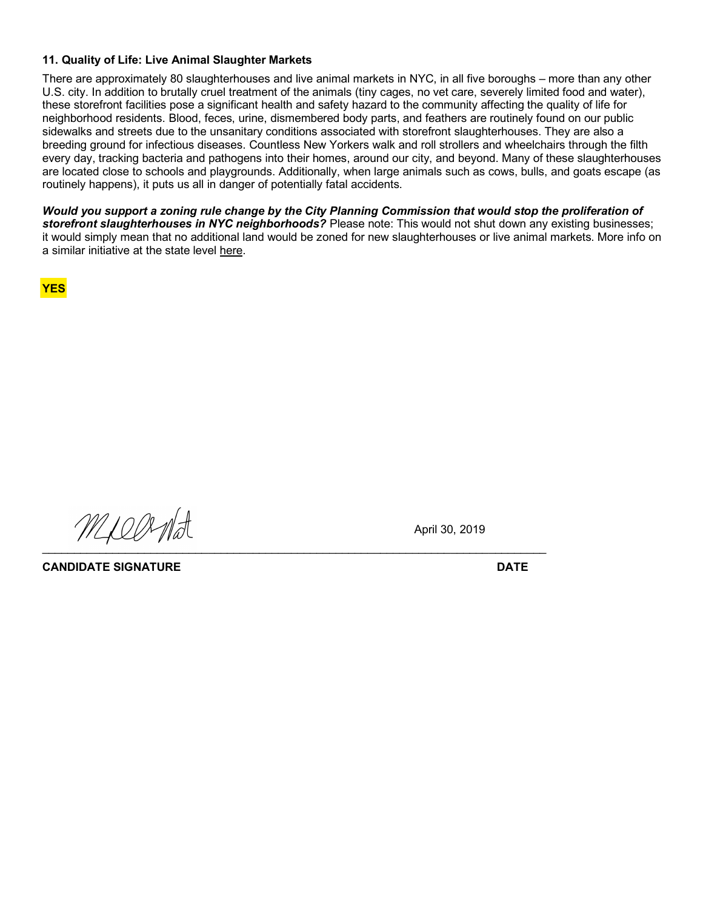**11. Quality of Life: Live Animal Slaughter Markets**

There are approximately 80 slaughterhouses and live animal markets in NYC, in all five boroughs – more than any other U.S. city. In addition to brutally cruel treatment of the animals (tiny cages, no vet care, severely limited food and water), these storefront facilities pose a significant health and safety hazard to the community affecting the quality of life for neighborhood residents. Blood, feces, urine, dismembered body parts, and feathers are routinely found on our public sidewalks and streets due to the unsanitary conditions associated with storefront slaughterhouses. They are also a breeding ground for infectious diseases. Countless New Yorkers walk and roll strollers and wheelchairs through the filth every day, tracking bacteria and pathogens into their homes, around our city, and beyond. Many of these slaughterhouses are located close to schools and playgrounds. Additionally, when large animals such as cows, bulls, and goats escape (as routinely happens), it puts us all in danger of potentially fatal accidents.

***Would you support a zoning rule change by the City Planning Commission that would stop the proliferation of storefront slaughterhouses in NYC neighborhoods?*** Please note: This would not shut down any existing businesses; it would simply mean that no additional land would be zoned for new slaughterhouses or live animal markets. More info on a similar initiative at the state level here.

**YES**

April 30, 2019

**CANDIDATE SIGNATURE** **DATE**